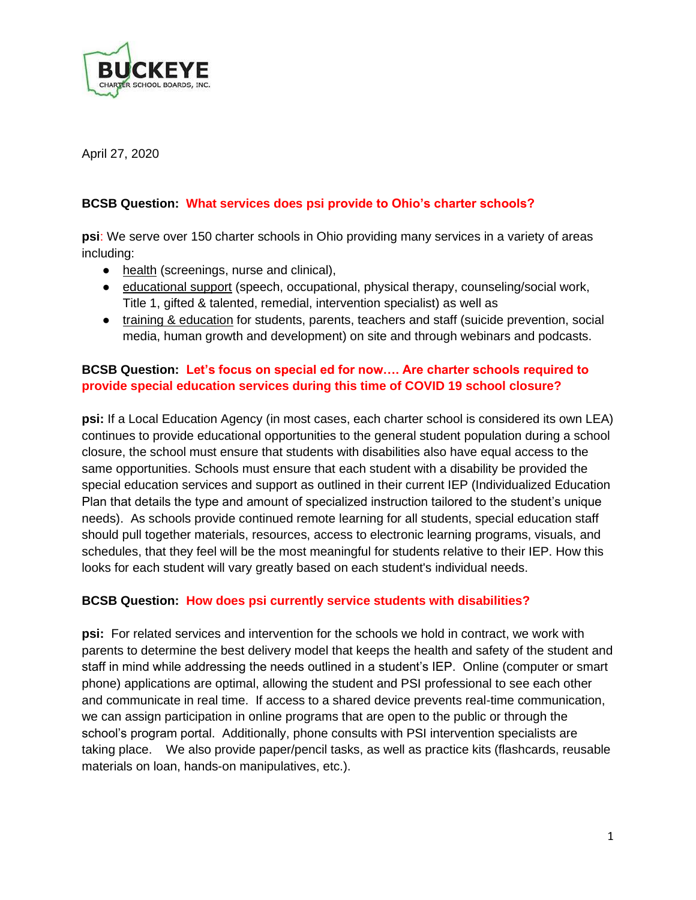BUCKEYE CHARTER SCHOOL BOARDS, INC.

April 27, 2020

**BCSB Question: What services does psi provide to Ohio's charter schools?**

**psi**: We serve over 150 charter schools in Ohio providing many services in a variety of areas including:

- health (screenings, nurse and clinical),
- educational support (speech, occupational, physical therapy, counseling/social work, Title 1, gifted & talented, remedial, intervention specialist) as well as
- training & education for students, parents, teachers and staff (suicide prevention, social media, human growth and development) on site and through webinars and podcasts.

**BCSB Question: Let's focus on special ed for now…. Are charter schools required to provide special education services during this time of COVID 19 school closure?**

**psi:** If a Local Education Agency (in most cases, each charter school is considered its own LEA) continues to provide educational opportunities to the general student population during a school closure, the school must ensure that students with disabilities also have equal access to the same opportunities. Schools must ensure that each student with a disability be provided the special education services and support as outlined in their current IEP (Individualized Education Plan that details the type and amount of specialized instruction tailored to the student's unique needs). As schools provide continued remote learning for all students, special education staff should pull together materials, resources, access to electronic learning programs, visuals, and schedules, that they feel will be the most meaningful for students relative to their IEP. How this looks for each student will vary greatly based on each student's individual needs.

**BCSB Question: How does psi currently service students with disabilities?**

**psi:** For related services and intervention for the schools we hold in contract, we work with parents to determine the best delivery model that keeps the health and safety of the student and staff in mind while addressing the needs outlined in a student's IEP. Online (computer or smart phone) applications are optimal, allowing the student and PSI professional to see each other and communicate in real time. If access to a shared device prevents real-time communication, we can assign participation in online programs that are open to the public or through the school's program portal. Additionally, phone consults with PSI intervention specialists are taking place. We also provide paper/pencil tasks, as well as practice kits (flashcards, reusable materials on loan, hands-on manipulatives, etc.).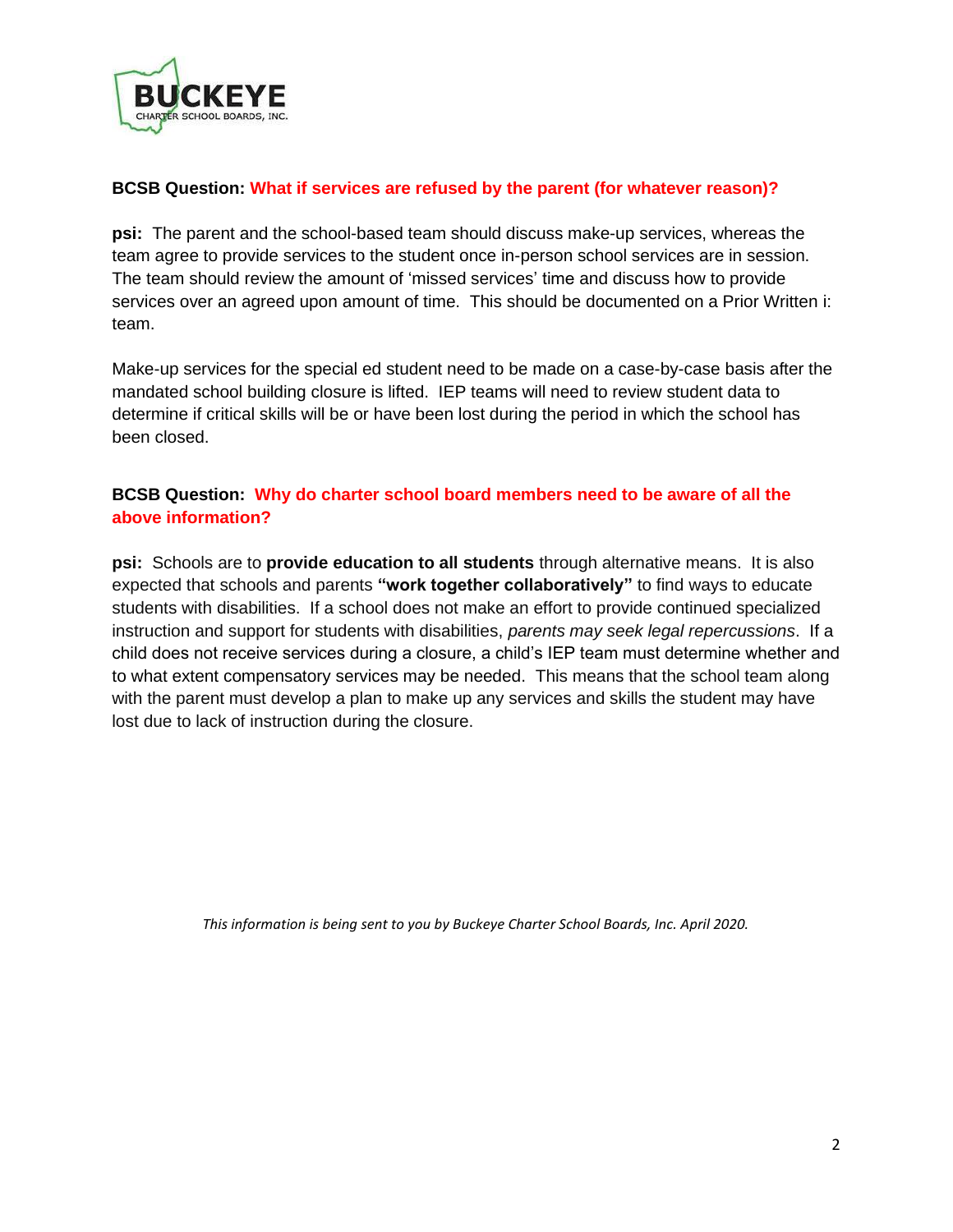**BCSB Question:** **What if services are refused by the parent (for whatever reason)?**

**psi:** The parent and the school-based team should discuss make-up services, whereas the team agree to provide services to the student once in-person school services are in session. The team should review the amount of 'missed services' time and discuss how to provide services over an agreed upon amount of time. This should be documented on a Prior Written i: team.

Make-up services for the special ed student need to be made on a case-by-case basis after the mandated school building closure is lifted. IEP teams will need to review student data to determine if critical skills will be or have been lost during the period in which the school has been closed.

**BCSB Question:** **Why do charter school board members need to be aware of all the above information?**

**psi:** Schools are to **provide education to all students** through alternative means. It is also expected that schools and parents **"work together collaboratively"** to find ways to educate students with disabilities. If a school does not make an effort to provide continued specialized instruction and support for students with disabilities, *parents may seek legal repercussions*. If a child does not receive services during a closure, a child's IEP team must determine whether and to what extent compensatory services may be needed. This means that the school team along with the parent must develop a plan to make up any services and skills the student may have lost due to lack of instruction during the closure.

*This information is being sent to you by Buckeye Charter School Boards, Inc. April 2020.*